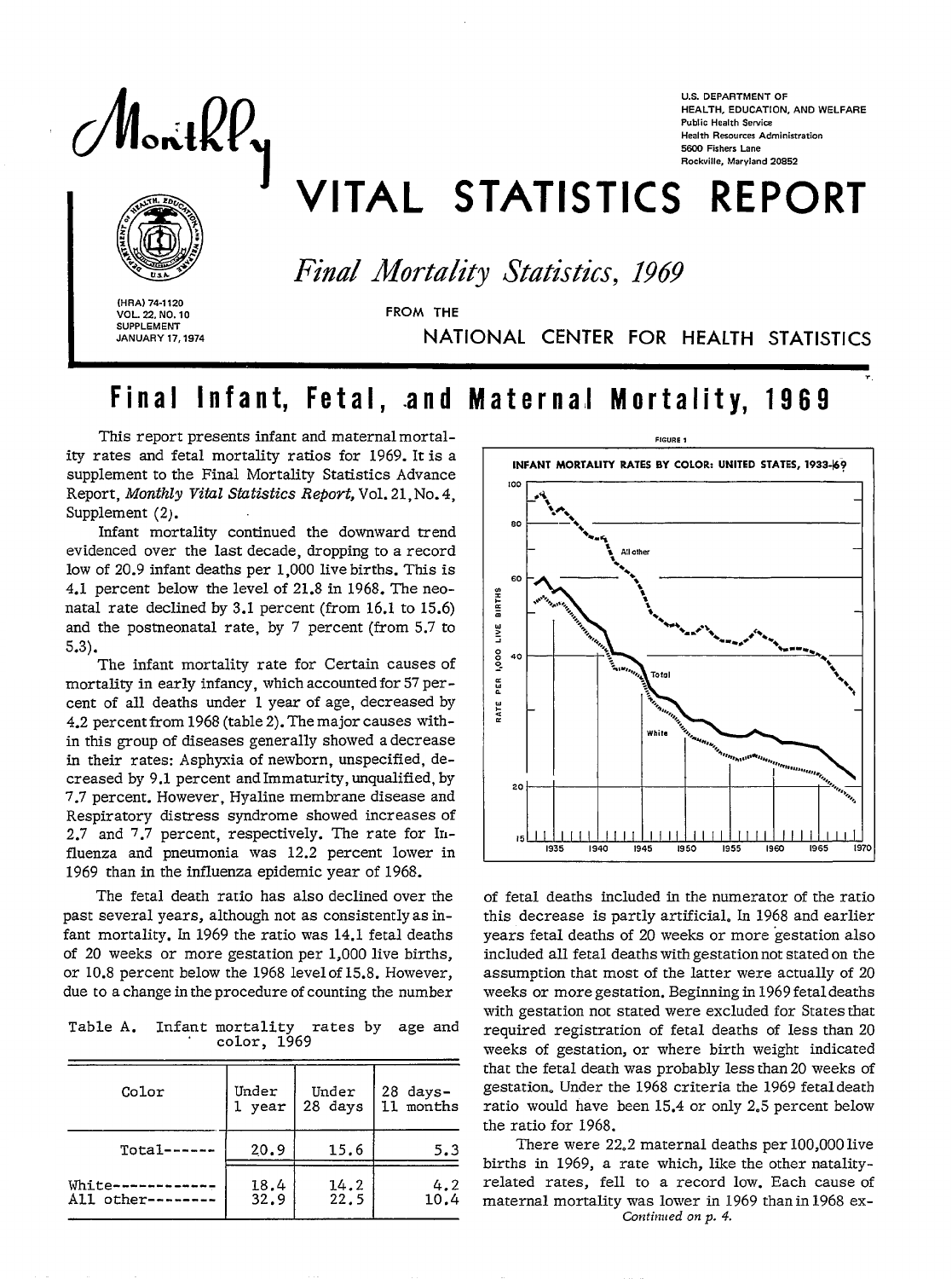# Monthly VITAL STATISTICS REPORT

U.S. DEPARTMENT OF HEALTH, EDUCATION, AND WELFARE
Public Health Service
Health Resources Administration
5600 Fishers Lane
Rockville, Maryland 20852

*Final Mortality Statistics, 1969*

FROM THE NATIONAL CENTER FOR HEALTH STATISTICS

(HRA) 74-1120
VOL. 22, NO. 10
SUPPLEMENT
JANUARY 17, 1974

## Final Infant, Fetal, and Maternal Mortality, 1969

This report presents infant and maternal mortality rates and fetal mortality ratios for 1969. It is a supplement to the Final Mortality Statistics Advance Report, *Monthly Vital Statistics Report*, Vol. 21, No. 4, Supplement (2).

Infant mortality continued the downward trend evidenced over the last decade, dropping to a record low of 20.9 infant deaths per 1,000 live births. This is 4.1 percent below the level of 21.8 in 1968. The neonatal rate declined by 3.1 percent (from 16.1 to 15.6) and the postneonatal rate, by 7 percent (from 5.7 to 5.3).

The infant mortality rate for Certain causes of mortality in early infancy, which accounted for 57 percent of all deaths under 1 year of age, decreased by 4.2 percent from 1968 (table 2). The major causes within this group of diseases generally showed a decrease in their rates: Asphyxia of newborn, unspecified, decreased by 9.1 percent and Immaturity, unqualified, by 7.7 percent. However, Hyaline membrane disease and Respiratory distress syndrome showed increases of 2.7 and 7.7 percent, respectively. The rate for Influenza and pneumonia was 12.2 percent lower in 1969 than in the influenza epidemic year of 1968.

The fetal death ratio has also declined over the past several years, although not as consistently as infant mortality. In 1969 the ratio was 14.1 fetal deaths of 20 weeks or more gestation per 1,000 live births, or 10.8 percent below the 1968 level of 15.8. However, due to a change in the procedure of counting the number of fetal deaths included in the numerator of the ratio this decrease is partly artificial. In 1968 and earlier years fetal deaths of 20 weeks or more gestation also included all fetal deaths with gestation not stated on the assumption that most of the latter were actually of 20 weeks or more gestation. Beginning in 1969 fetal deaths with gestation not stated were excluded for States that required registration of fetal deaths of less than 20 weeks of gestation, or where birth weight indicated that the fetal death was probably less than 20 weeks of gestation. Under the 1968 criteria the 1969 fetal death ratio would have been 15.4 or only 2.5 percent below the ratio for 1968.

There were 22.2 maternal deaths per 100,000 live births in 1969, a rate which, like the other natality-related rates, fell to a record low. Each cause of maternal mortality was lower in 1969 than in 1968 ex-

*Continued on p. 4.*

Table A. Infant mortality rates by age and color, 1969

| Color | Under 1 year | Under 28 days | 28 days-11 months |
|---|---|---|---|
| Total------ | 20.9 | 15.6 | 5.3 |
| White------------ | 18.4 | 14.2 | 4.2 |
| All other-------- | 32.9 | 22.5 | 10.4 |

FIGURE 1

INFANT MORTALITY RATES BY COLOR: UNITED STATES, 1933-69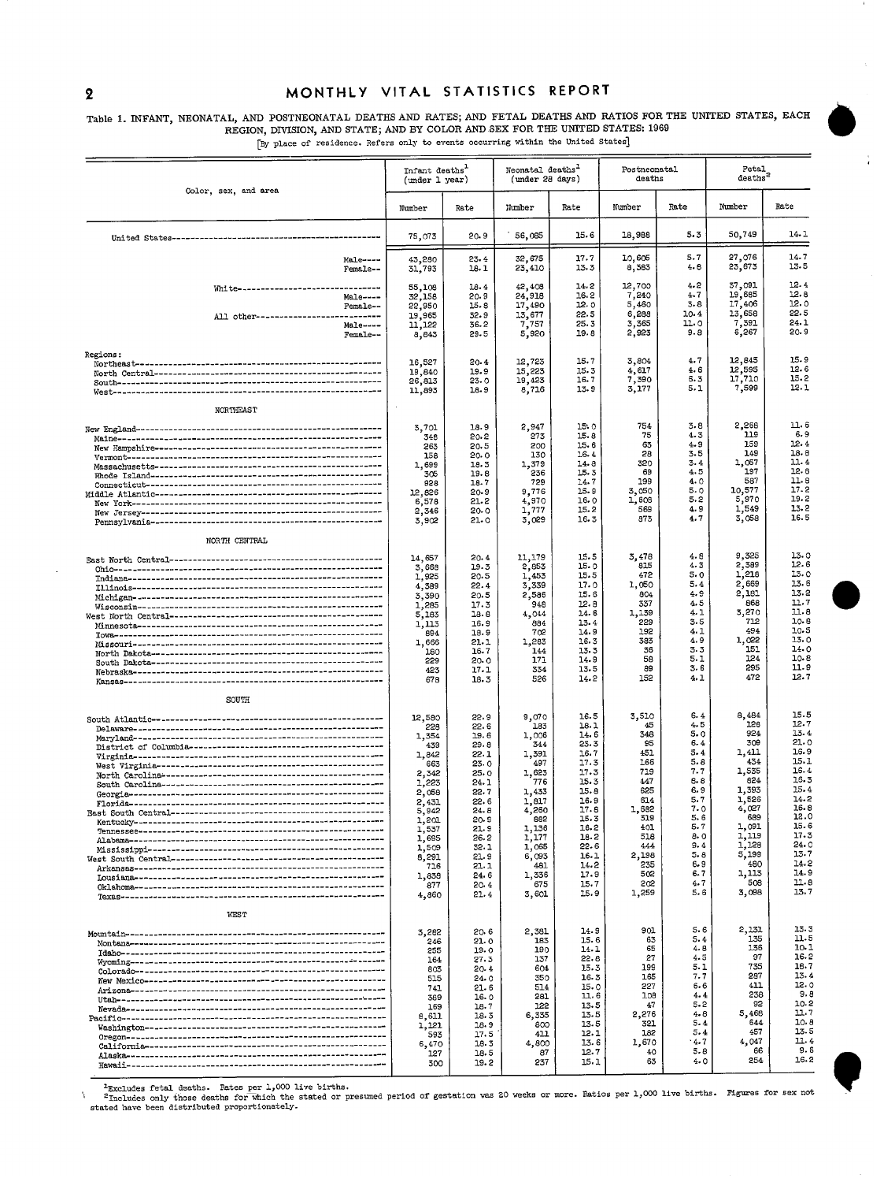Table 1. INFANT, NEONATAL, AND POSTNEONATAL DEATHS AND RATES; AND FETAL DEATHS AND RATIOS FOR THE UNITED STATES, EACH REGION, DIVISION, AND STATE; AND BY COLOR AND SEX FOR THE UNITED STATES: 1969

[By place of residence. Refers only to events occurring within the United States]

| Color, sex, and area | Infant deaths[1] (under 1 year) | | Neonatal deaths[1] (under 28 days) | | Postneonatal deaths | | Fetal deaths[2] | |
|---|---|---|---|---|---|---|---|---|
| | Number | Rate | Number | Rate | Number | Rate | Number | Rate |
| United States | 75,073 | 20.9 | 56,085 | 15.6 | 18,988 | 5.3 | 50,749 | 14.1 |
| Male | 43,280 | 23.4 | 32,675 | 17.7 | 10,605 | 5.7 | 27,076 | 14.7 |
| Female | 31,793 | 18.1 | 23,410 | 13.3 | 8,383 | 4.8 | 23,673 | 13.5 |
| White | 55,108 | 18.4 | 42,408 | 14.2 | 12,700 | 4.2 | 37,091 | 12.4 |
| Male | 32,158 | 20.9 | 24,918 | 16.2 | 7,240 | 4.7 | 19,685 | 12.8 |
| Female | 22,950 | 15.8 | 17,490 | 12.0 | 5,460 | 3.8 | 17,406 | 12.0 |
| All other | 19,965 | 32.9 | 13,677 | 22.5 | 6,288 | 10.4 | 13,658 | 22.5 |
| Male | 11,122 | 36.2 | 7,757 | 25.3 | 3,365 | 11.0 | 7,391 | 24.1 |
| Female | 8,843 | 29.5 | 5,920 | 19.8 | 2,923 | 9.8 | 6,267 | 20.9 |
| Regions: | | | | | | | | |
| Northeast | 16,527 | 20.4 | 12,723 | 15.7 | 3,804 | 4.7 | 12,845 | 15.9 |
| North Central | 19,840 | 19.9 | 15,223 | 15.3 | 4,617 | 4.6 | 12,595 | 12.6 |
| South | 26,813 | 23.0 | 19,423 | 16.7 | 7,390 | 6.3 | 17,710 | 15.2 |
| West | 11,893 | 18.9 | 8,716 | 13.9 | 3,177 | 5.1 | 7,599 | 12.1 |
| NORTHEAST | | | | | | | | |
| New England | 3,701 | 18.9 | 2,947 | 15.0 | 754 | 3.8 | 2,268 | 11.6 |
| Maine | 348 | 20.2 | 273 | 15.8 | 75 | 4.3 | 119 | 6.9 |
| New Hampshire | 263 | 20.5 | 200 | 15.6 | 63 | 4.9 | 159 | 12.4 |
| Vermont | 158 | 20.0 | 130 | 16.4 | 28 | 3.5 | 149 | 18.8 |
| Massachusetts | 1,699 | 18.3 | 1,379 | 14.8 | 320 | 3.4 | 1,057 | 11.4 |
| Rhode Island | 305 | 19.8 | 236 | 15.3 | 69 | 4.5 | 197 | 12.8 |
| Connecticut | 928 | 18.7 | 729 | 14.7 | 199 | 4.0 | 587 | 11.8 |
| Middle Atlantic | 12,826 | 20.9 | 9,776 | 15.9 | 3,050 | 5.0 | 10,577 | 17.2 |
| New York | 6,578 | 21.2 | 4,970 | 16.0 | 1,608 | 5.2 | 5,970 | 19.2 |
| New Jersey | 2,346 | 20.0 | 1,777 | 15.2 | 569 | 4.9 | 1,549 | 13.2 |
| Pennsylvania | 3,902 | 21.0 | 3,029 | 16.3 | 873 | 4.7 | 3,058 | 16.5 |
| NORTH CENTRAL | | | | | | | | |
| East North Central | 14,657 | 20.4 | 11,179 | 15.5 | 3,478 | 4.8 | 9,325 | 13.0 |
| Ohio | 3,668 | 19.3 | 2,853 | 15.0 | 815 | 4.3 | 2,389 | 12.6 |
| Indiana | 1,925 | 20.5 | 1,453 | 15.5 | 472 | 5.0 | 1,218 | 13.0 |
| Illinois | 4,389 | 22.4 | 3,339 | 17.0 | 1,050 | 5.4 | 2,669 | 13.6 |
| Michigan | 3,390 | 20.5 | 2,586 | 15.6 | 804 | 4.9 | 2,181 | 13.2 |
| Wisconsin | 1,285 | 17.3 | 948 | 12.8 | 337 | 4.5 | 868 | 11.7 |
| West North Central | 5,183 | 18.8 | 4,044 | 14.6 | 1,139 | 4.1 | 3,270 | 11.8 |
| Minnesota | 1,113 | 16.9 | 884 | 13.4 | 229 | 3.5 | 712 | 10.8 |
| Iowa | 894 | 18.9 | 702 | 14.9 | 192 | 4.1 | 494 | 10.5 |
| Missouri | 1,666 | 21.1 | 1,283 | 16.3 | 383 | 4.9 | 1,022 | 13.0 |
| North Dakota | 180 | 16.7 | 144 | 13.3 | 36 | 3.3 | 151 | 14.0 |
| South Dakota | 229 | 20.0 | 171 | 14.9 | 58 | 5.1 | 124 | 10.8 |
| Nebraska | 423 | 17.1 | 334 | 13.5 | 89 | 3.6 | 295 | 11.9 |
| Kansas | 678 | 18.3 | 526 | 14.2 | 152 | 4.1 | 472 | 12.7 |
| SOUTH | | | | | | | | |
| South Atlantic | 12,580 | 22.9 | 9,070 | 16.5 | 3,510 | 6.4 | 8,484 | 15.5 |
| Delaware | 228 | 22.6 | 183 | 18.1 | 45 | 4.5 | 128 | 12.7 |
| Maryland | 1,354 | 19.6 | 1,006 | 14.6 | 348 | 5.0 | 924 | 13.4 |
| District of Columbia | 439 | 29.8 | 344 | 23.3 | 95 | 6.4 | 309 | 21.0 |
| Virginia | 1,842 | 22.1 | 1,391 | 16.7 | 451 | 5.4 | 1,411 | 16.9 |
| West Virginia | 663 | 23.0 | 497 | 17.3 | 166 | 5.8 | 434 | 15.1 |
| North Carolina | 2,342 | 25.0 | 1,623 | 17.3 | 719 | 7.7 | 1,535 | 16.4 |
| South Carolina | 1,223 | 24.1 | 776 | 15.3 | 447 | 8.8 | 824 | 16.3 |
| Georgia | 2,058 | 22.7 | 1,433 | 15.8 | 625 | 6.9 | 1,393 | 15.4 |
| Florida | 2,431 | 22.6 | 1,817 | 16.9 | 614 | 5.7 | 1,526 | 14.2 |
| East South Central | 5,942 | 24.8 | 4,260 | 17.8 | 1,682 | 7.0 | 4,027 | 16.8 |
| Kentucky | 1,201 | 20.9 | 882 | 15.3 | 319 | 5.6 | 689 | 12.0 |
| Tennessee | 1,537 | 21.9 | 1,136 | 16.2 | 401 | 5.7 | 1,091 | 15.6 |
| Alabama | 1,695 | 26.2 | 1,177 | 18.2 | 518 | 8.0 | 1,119 | 17.3 |
| Mississippi | 1,509 | 32.1 | 1,065 | 22.6 | 444 | 9.4 | 1,128 | 24.0 |
| West South Central | 8,291 | 21.9 | 6,093 | 16.1 | 2,198 | 5.8 | 5,199 | 13.7 |
| Arkansas | 716 | 21.1 | 481 | 14.2 | 235 | 6.9 | 480 | 14.2 |
| Louisiana | 1,838 | 24.6 | 1,336 | 17.9 | 502 | 6.7 | 1,113 | 14.9 |
| Oklahoma | 877 | 20.4 | 675 | 15.7 | 202 | 4.7 | 508 | 11.8 |
| Texas | 4,860 | 21.4 | 3,601 | 15.9 | 1,259 | 5.6 | 3,098 | 13.7 |
| WEST | | | | | | | | |
| Mountain | 3,282 | 20.6 | 2,381 | 14.9 | 901 | 5.6 | 2,131 | 13.3 |
| Montana | 246 | 21.0 | 183 | 15.6 | 63 | 5.4 | 135 | 11.5 |
| Idaho | 255 | 19.0 | 190 | 14.1 | 65 | 4.8 | 136 | 10.1 |
| Wyoming | 164 | 27.3 | 137 | 22.8 | 27 | 4.5 | 97 | 16.2 |
| Colorado | 803 | 20.4 | 604 | 15.3 | 199 | 5.1 | 735 | 18.7 |
| New Mexico | 515 | 24.0 | 350 | 16.3 | 165 | 7.7 | 287 | 13.4 |
| Arizona | 741 | 21.6 | 514 | 15.0 | 227 | 6.6 | 411 | 12.0 |
| Utah | 389 | 16.0 | 281 | 11.6 | 108 | 4.4 | 238 | 9.8 |
| Nevada | 169 | 18.7 | 122 | 13.5 | 47 | 5.2 | 92 | 10.2 |
| Pacific | 8,611 | 18.3 | 6,335 | 13.5 | 2,276 | 4.8 | 5,468 | 11.7 |
| Washington | 1,121 | 18.9 | 800 | 13.5 | 321 | 5.4 | 644 | 10.8 |
| Oregon | 593 | 17.5 | 411 | 12.1 | 182 | 5.4 | 457 | 13.5 |
| California | 6,470 | 18.3 | 4,800 | 13.6 | 1,670 | 4.7 | 4,047 | 11.4 |
| Alaska | 127 | 18.5 | 87 | 12.7 | 40 | 5.8 | 66 | 9.6 |
| Hawaii | 300 | 19.2 | 237 | 15.1 | 63 | 4.0 | 254 | 16.2 |

[1]Excludes fetal deaths. Rates per 1,000 live births.

[2]Includes only those deaths for which the stated or presumed period of gestation was 20 weeks or more. Ratios per 1,000 live births. Figures for sex not stated have been distributed proportionately.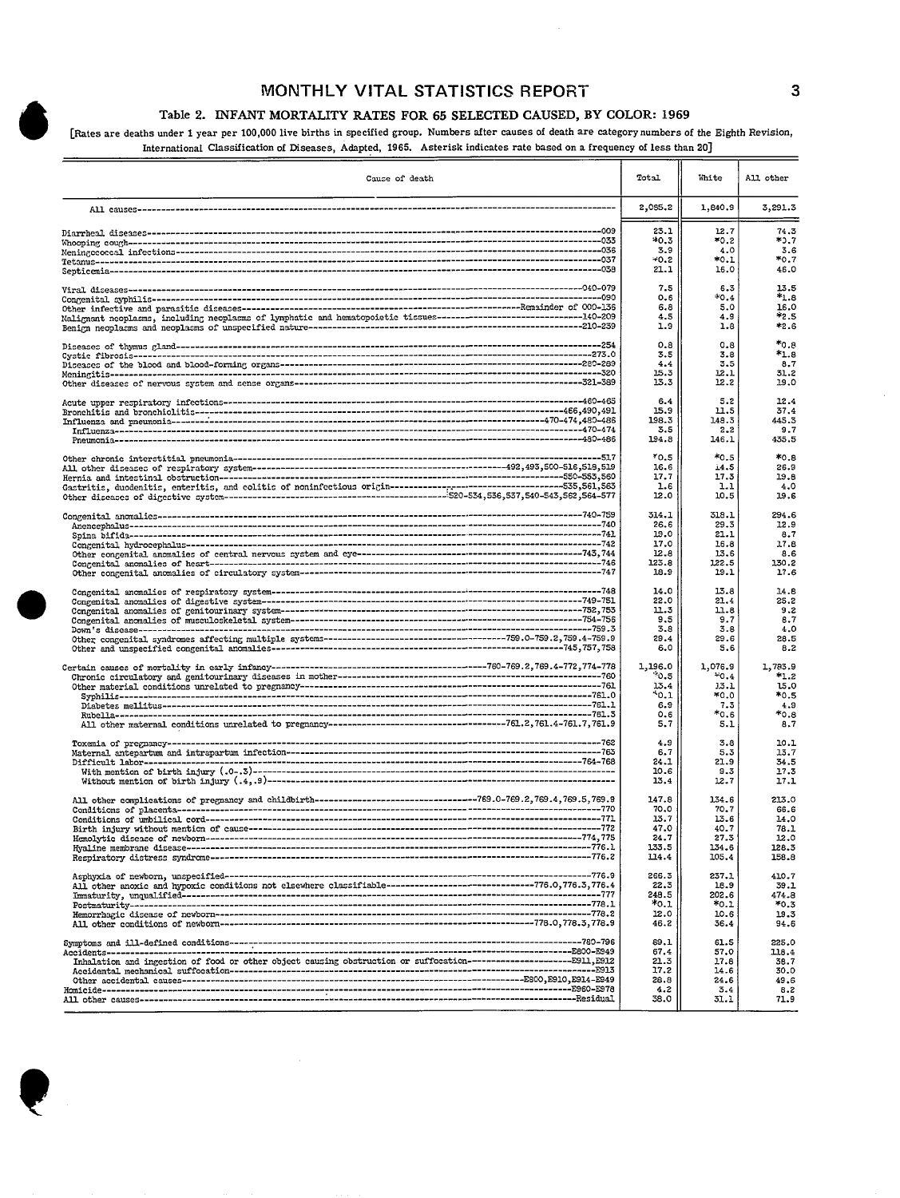## Table 2. INFANT MORTALITY RATES FOR 65 SELECTED CAUSED, BY COLOR: 1969

[Rates are deaths under 1 year per 100,000 live births in specified group. Numbers after causes of death are category numbers of the Eighth Revision, International Classification of Diseases, Adapted, 1965. Asterisk indicates rate based on a frequency of less than 20]

| Cause of death | Total | White | All other |
|---|---|---|---|
| All causes | 2,085.2 | 1,840.9 | 3,291.3 |
| Diarrheal diseases---009 | 23.1 | 12.7 | 74.3 |
| Whooping cough---033 | *0.3 | *0.2 | *0.7 |
| Meningococcal infections---036 | 3.9 | 4.0 | 3.6 |
| Tetanus---037 | *0.2 | *0.1 | *0.7 |
| Septicemia---038 | 21.1 | 16.0 | 46.0 |
| Viral diseases---040-079 | 7.5 | 6.3 | 13.5 |
| Congenital syphilis---090 | 0.6 | *0.4 | *1.8 |
| Other infective and parasitic diseases---Remainder of 000-136 | 6.8 | 5.0 | 16.0 |
| Malignant neoplasms, including neoplasms of lymphatic and hematopoietic tissues---140-209 | 4.5 | 4.9 | *2.5 |
| Benign neoplasms and neoplasms of unspecified nature---210-239 | 1.9 | 1.8 | *2.6 |
| Diseases of thymus gland---254 | 0.8 | 0.8 | *0.8 |
| Cystic fibrosis---273.0 | 3.5 | 3.8 | *1.8 |
| Diseases of the blood and blood-forming organs---280-289 | 4.4 | 3.5 | 8.7 |
| Meningitis---320 | 15.3 | 12.1 | 31.2 |
| Other diseases of nervous system and sense organs---321-389 | 13.3 | 12.2 | 19.0 |
| Acute upper respiratory infections---460-465 | 6.4 | 5.2 | 12.4 |
| Bronchitis and bronchiolitis---466,490,491 | 15.9 | 11.5 | 37.4 |
| Influenza and pneumonia---470-474,480-486 | 198.3 | 148.3 | 445.3 |
| Influenza---470-474 | 3.5 | 2.2 | 9.7 |
| Pneumonia---480-486 | 194.8 | 146.1 | 435.5 |
| Other chronic interstitial pneumonia---517 | *0.5 | *0.5 | *0.8 |
| All other diseases of respiratory system---492,493,500-516,518,519 | 16.6 | 14.5 | 26.9 |
| Hernia and intestinal obstruction---550-553,560 | 17.7 | 17.3 | 19.8 |
| Gastritis, duodenitis, enteritis, and colitis of noninfectious origin---535,561,563 | 1.6 | 1.1 | 4.0 |
| Other diseases of digestive system---520-534,536,537,540-543,562,564-577 | 12.0 | 10.5 | 19.6 |
| Congenital anomalies---740-759 | 314.1 | 318.1 | 294.6 |
| Anencephalus---740 | 26.6 | 29.3 | 12.9 |
| Spina bifida---741 | 19.0 | 21.1 | 8.7 |
| Congenital hydrocephalus---742 | 17.0 | 16.8 | 17.8 |
| Other congenital anomalies of central nervous system and eye---743,744 | 12.8 | 13.6 | 8.6 |
| Congenital anomalies of heart---746 | 123.8 | 122.5 | 130.2 |
| Other congenital anomalies of circulatory system---747 | 18.9 | 19.1 | 17.6 |
| Congenital anomalies of respiratory system---748 | 14.0 | 13.8 | 14.8 |
| Congenital anomalies of digestive system---749-751 | 22.0 | 21.4 | 25.2 |
| Congenital anomalies of genitourinary system---752,753 | 11.3 | 11.8 | 9.2 |
| Congenital anomalies of musculoskeletal system---754-756 | 9.5 | 9.7 | 8.7 |
| Down's disease---759.3 | 3.8 | 3.8 | 4.0 |
| Other congenital syndromes affecting multiple systems---759.0-759.2,759.4-759.9 | 29.4 | 29.6 | 28.5 |
| Other and unspecified congenital anomalies---745,757,758 | 6.0 | 5.6 | 8.2 |
| Certain causes of mortality in early infancy---760-769.2,769.4-772,774-778 | 1,196.0 | 1,076.9 | 1,783.9 |
| Chronic circulatory and genitourinary diseases in mother---760 | *0.5 | *0.4 | *1.2 |
| Other maternal conditions unrelated to pregnancy---761 | 13.4 | 13.1 | 15.0 |
| Syphilis---761.0 | *0.1 | *0.0 | *0.5 |
| Diabetes mellitus---761.1 | 6.9 | 7.3 | 4.9 |
| Rubella---761.3 | 0.6 | *0.6 | *0.8 |
| All other maternal conditions unrelated to pregnancy---761.2,761.4-761.7,761.9 | 5.7 | 5.1 | 8.7 |
| Toxemia of pregnancy---762 | 4.9 | 3.8 | 10.1 |
| Maternal antepartum and intrapartum infection---763 | 6.7 | 5.3 | 13.7 |
| Difficult labor---764-768 | 24.1 | 21.9 | 34.5 |
| With mention of birth injury (.0-.3) | 10.6 | 9.3 | 17.3 |
| Without mention of birth injury (.4,.9) | 13.4 | 12.7 | 17.1 |
| All other complications of pregnancy and childbirth---769.0-769.2,769.4,769.5,769.9 | 147.8 | 134.6 | 213.0 |
| Conditions of placenta---770 | 70.0 | 70.7 | 66.6 |
| Conditions of umbilical cord---771 | 13.7 | 13.6 | 14.0 |
| Birth injury without mention of cause---772 | 47.0 | 40.7 | 78.1 |
| Hemolytic disease of newborn---774,775 | 24.7 | 27.3 | 12.0 |
| Hyaline membrane disease---776.1 | 133.5 | 134.6 | 128.3 |
| Respiratory distress syndrome---776.2 | 114.4 | 105.4 | 158.8 |
| Asphyxia of newborn, unspecified---776.9 | 266.3 | 237.1 | 410.7 |
| All other anoxic and hypoxic conditions not elsewhere classifiable---776.0,776.3,776.4 | 22.3 | 18.9 | 39.1 |
| Immaturity, unqualified---777 | 248.5 | 202.6 | 474.8 |
| Postmaturity---778.1 | *0.1 | *0.1 | *0.3 |
| Hemorrhagic disease of newborn---778.2 | 12.0 | 10.6 | 19.3 |
| All other conditions of newborn---778.0,778.3,778.9 | 46.2 | 36.4 | 94.6 |
| Symptoms and ill-defined conditions---780-796 | 89.1 | 61.5 | 225.0 |
| Accidents---E800-E949 | 67.4 | 57.0 | 118.4 |
| Inhalation and ingestion of food or other object causing obstruction or suffocation---E911,E912 | 21.3 | 17.8 | 38.7 |
| Accidental mechanical suffocation---E913 | 17.2 | 14.6 | 30.0 |
| Other accidental causes---E800,E910,E914-E949 | 28.8 | 24.6 | 49.6 |
| Homicide---E960-E978 | 4.2 | 3.4 | 8.2 |
| All other causes---Residual | 38.0 | 31.1 | 71.9 |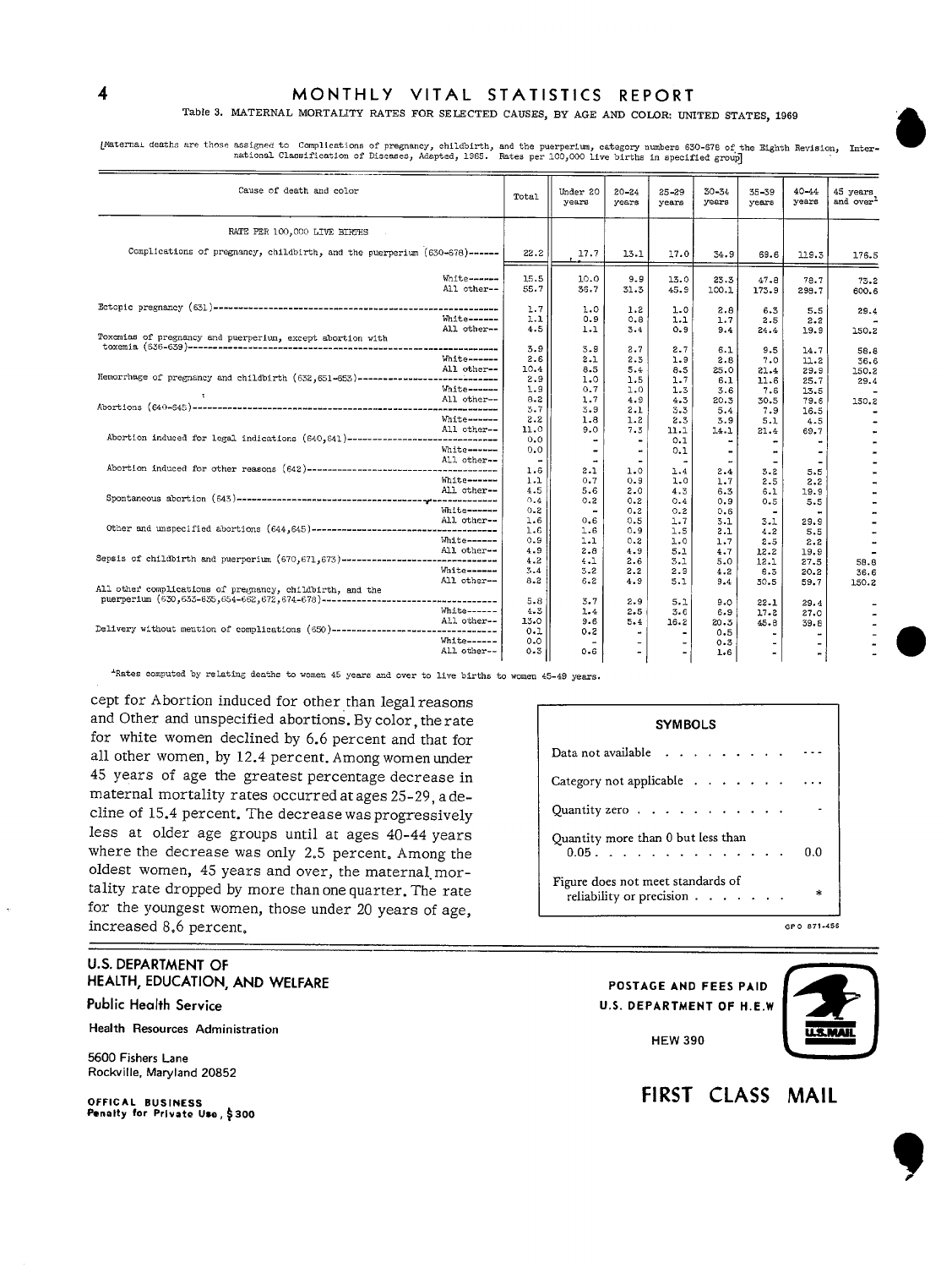Table 3. MATERNAL MORTALITY RATES FOR SELECTED CAUSES, BY AGE AND COLOR: UNITED STATES, 1969

[Maternal deaths are those assigned to Complications of pregnancy, childbirth, and the puerperium, category numbers 630-678 of the Eighth Revision, International Classification of Diseases, Adapted, 1965. Rates per 100,000 live births in specified group]

| Cause of death and color | Total | Under 20 years | 20-24 years | 25-29 years | 30-34 years | 35-39 years | 40-44 years | 45 years and over[1] |
|---|---|---|---|---|---|---|---|---|
| RATE PER 100,000 LIVE BIRTHS | | | | | | | | |
| Complications of pregnancy, childbirth, and the puerperium (630-678) | 22.2 | 17.7 | 13.1 | 17.0 | 34.9 | 69.6 | 119.3 | 176.5 |
| White | 15.5 | 10.0 | 9.9 | 13.0 | 23.3 | 47.8 | 78.7 | 73.2 |
| All other | 55.7 | 36.7 | 31.3 | 45.9 | 100.1 | 173.9 | 298.7 | 600.6 |
| Ectopic pregnancy (631) | 1.7 | 1.0 | 1.2 | 1.0 | 2.8 | 6.3 | 5.5 | 29.4 |
| White | 1.1 | 0.9 | 0.8 | 1.1 | 1.7 | 2.5 | 2.2 | - |
| All other | 4.5 | 1.1 | 3.4 | 0.9 | 9.4 | 24.4 | 19.9 | 150.2 |
| Toxemias of pregnancy and puerperium, except abortion with toxemia (636-639) | 3.9 | 3.9 | 2.7 | 2.7 | 6.1 | 9.5 | 14.7 | 58.8 |
| White | 2.6 | 2.1 | 2.3 | 1.9 | 2.8 | 7.0 | 11.2 | 36.6 |
| All other | 10.4 | 8.5 | 5.4 | 8.5 | 25.0 | 21.4 | 29.9 | 150.2 |
| Hemorrhage of pregnancy and childbirth (632,651-653) | 2.9 | 1.0 | 1.5 | 1.7 | 6.1 | 11.6 | 25.7 | 29.4 |
| White | 1.9 | 0.7 | 1.0 | 1.3 | 3.6 | 7.6 | 13.5 | - |
| All other | 8.2 | 1.7 | 4.9 | 4.3 | 20.3 | 30.5 | 79.6 | 150.2 |
| Abortions (640-645) | 3.7 | 3.9 | 2.1 | 3.3 | 5.4 | 7.9 | 16.5 | - |
| White | 2.2 | 1.8 | 1.2 | 2.3 | 3.9 | 5.1 | 4.5 | - |
| All other | 11.0 | 9.0 | 7.3 | 11.1 | 14.1 | 21.4 | 69.7 | - |
| Abortion induced for legal indications (640,641) | 0.0 | - | - | 0.1 | - | - | - | - |
| White | 0.0 | - | - | 0.1 | - | - | - | - |
| All other | - | - | - | - | - | - | - | - |
| Abortion induced for other reasons (642) | 1.6 | 2.1 | 1.0 | 1.4 | 2.4 | 3.2 | 5.5 | - |
| White | 1.1 | 0.7 | 0.9 | 1.0 | 1.7 | 2.5 | 2.2 | - |
| All other | 4.5 | 5.6 | 2.0 | 4.3 | 6.3 | 6.1 | 19.9 | - |
| Spontaneous abortion (643) | 0.4 | 0.2 | 0.2 | 0.4 | 0.9 | 0.5 | 5.5 | - |
| White | 0.2 | - | 0.2 | 0.2 | 0.6 | - | - | - |
| All other | 1.6 | 0.6 | 0.5 | 1.7 | 3.1 | 3.1 | 29.9 | - |
| Other and unspecified abortions (644,645) | 1.6 | 1.6 | 0.9 | 1.5 | 2.1 | 4.2 | 5.5 | - |
| White | 0.9 | 1.1 | 0.2 | 1.0 | 1.7 | 2.5 | 2.2 | - |
| All other | 4.9 | 2.8 | 4.9 | 5.1 | 4.7 | 12.2 | 19.9 | - |
| Sepsis of childbirth and puerperium (670,671,673) | 4.2 | 4.1 | 2.6 | 3.1 | 5.0 | 12.1 | 27.5 | 58.8 |
| White | 3.4 | 3.2 | 2.2 | 2.9 | 4.2 | 8.3 | 20.2 | 36.6 |
| All other | 8.2 | 6.2 | 4.9 | 5.1 | 9.4 | 30.5 | 59.7 | 150.2 |
| All other complications of pregnancy, childbirth, and the puerperium (630,633-635,654-662,672,674-678) | 5.8 | 3.7 | 2.9 | 5.1 | 9.0 | 22.1 | 29.4 | - |
| White | 4.3 | 1.4 | 2.5 | 3.6 | 6.9 | 17.2 | 27.0 | - |
| All other | 13.0 | 9.6 | 5.4 | 16.2 | 20.3 | 45.8 | 39.8 | - |
| Delivery without mention of complications (650) | 0.1 | 0.2 | - | - | 0.5 | - | - | - |
| White | 0.0 | - | - | - | 0.3 | - | - | - |
| All other | 0.3 | 0.6 | - | - | 1.6 | - | - | - |

[1]Rates computed by relating deaths to women 45 years and over to live births to women 45-49 years.

cept for Abortion induced for other than legal reasons and Other and unspecified abortions. By color, the rate for white women declined by 6.6 percent and that for all other women, by 12.4 percent. Among women under 45 years of age the greatest percentage decrease in maternal mortality rates occurred at ages 25-29, a decline of 15.4 percent. The decrease was progressively less at older age groups until at ages 40-44 years where the decrease was only 2.5 percent. Among the oldest women, 45 years and over, the maternal mortality rate dropped by more than one quarter. The rate for the youngest women, those under 20 years of age, increased 8.6 percent.

**SYMBOLS**

| | |
|---|---|
| Data not available | --- |
| Category not applicable | ... |
| Quantity zero | - |
| Quantity more than 0 but less than 0.05 | 0.0 |
| Figure does not meet standards of reliability or precision | * |

GPO 871-456

**U.S. DEPARTMENT OF HEALTH, EDUCATION, AND WELFARE**

**Public Health Service**

Health Resources Administration

5600 Fishers Lane
Rockville, Maryland 20852

**OFFICAL BUSINESS**
**Penalty for Private Use, $300**

**POSTAGE AND FEES PAID**
**U.S. DEPARTMENT OF H.E.W**

HEW 390

**FIRST CLASS MAIL**